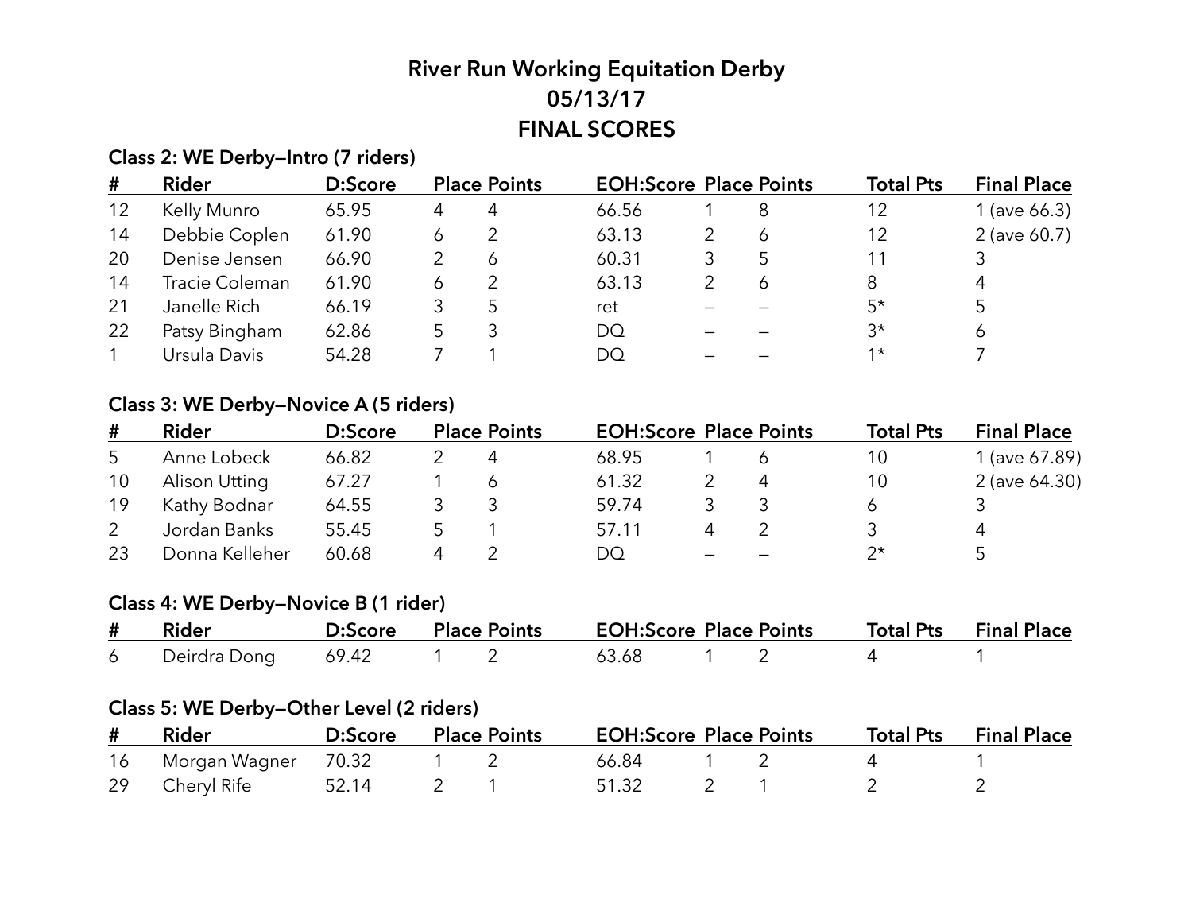# River Run Working Equitation Derby
## 05/13/17
## FINAL SCORES

### Class 2: WE Derby—Intro (7 riders)

| # | Rider | D:Score | Place | Points | EOH:Score | Place | Points | Total Pts | Final Place |
|---|---|---|---|---|---|---|---|---|---|
| 12 | Kelly Munro | 65.95 | 4 | 4 | 66.56 | 1 | 8 | 12 | 1 (ave 66.3) |
| 14 | Debbie Coplen | 61.90 | 6 | 2 | 63.13 | 2 | 6 | 12 | 2 (ave 60.7) |
| 20 | Denise Jensen | 66.90 | 2 | 6 | 60.31 | 3 | 5 | 11 | 3 |
| 14 | Tracie Coleman | 61.90 | 6 | 2 | 63.13 | 2 | 6 | 8 | 4 |
| 21 | Janelle Rich | 66.19 | 3 | 5 | ret | – | – | 5* | 5 |
| 22 | Patsy Bingham | 62.86 | 5 | 3 | DQ | – | – | 3* | 6 |
| 1 | Ursula Davis | 54.28 | 7 | 1 | DQ | – | – | 1* | 7 |

### Class 3: WE Derby—Novice A (5 riders)

| # | Rider | D:Score | Place | Points | EOH:Score | Place | Points | Total Pts | Final Place |
|---|---|---|---|---|---|---|---|---|---|
| 5 | Anne Lobeck | 66.82 | 2 | 4 | 68.95 | 1 | 6 | 10 | 1 (ave 67.89) |
| 10 | Alison Utting | 67.27 | 1 | 6 | 61.32 | 2 | 4 | 10 | 2 (ave 64.30) |
| 19 | Kathy Bodnar | 64.55 | 3 | 3 | 59.74 | 3 | 3 | 6 | 3 |
| 2 | Jordan Banks | 55.45 | 5 | 1 | 57.11 | 4 | 2 | 3 | 4 |
| 23 | Donna Kelleher | 60.68 | 4 | 2 | DQ | – | – | 2* | 5 |

### Class 4: WE Derby—Novice B (1 rider)

| # | Rider | D:Score | Place | Points | EOH:Score | Place | Points | Total Pts | Final Place |
|---|---|---|---|---|---|---|---|---|---|
| 6 | Deirdra Dong | 69.42 | 1 | 2 | 63.68 | 1 | 2 | 4 | 1 |

### Class 5: WE Derby—Other Level (2 riders)

| # | Rider | D:Score | Place | Points | EOH:Score | Place | Points | Total Pts | Final Place |
|---|---|---|---|---|---|---|---|---|---|
| 16 | Morgan Wagner | 70.32 | 1 | 2 | 66.84 | 1 | 2 | 4 | 1 |
| 29 | Cheryl Rife | 52.14 | 2 | 1 | 51.32 | 2 | 1 | 2 | 2 |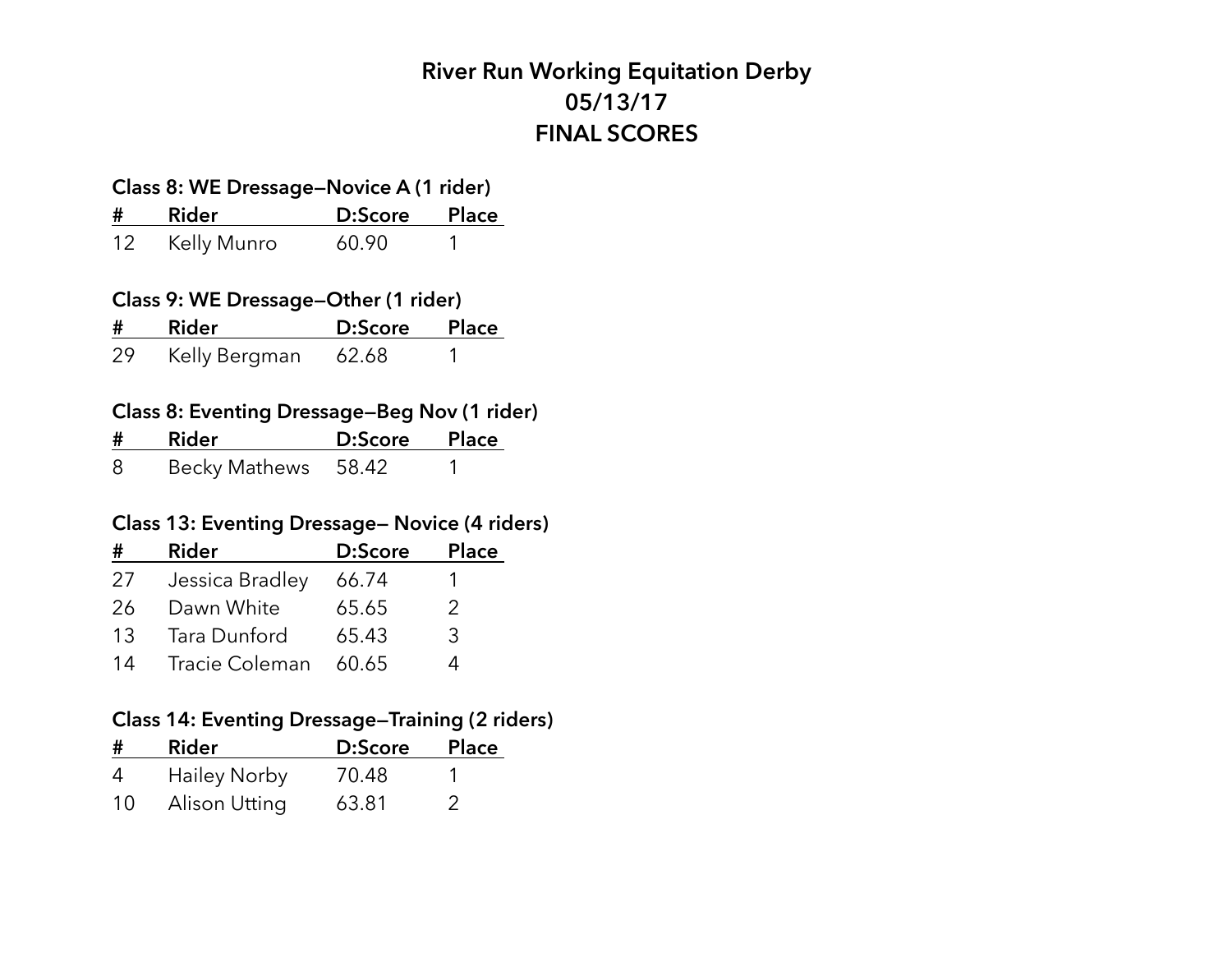# River Run Working Equitation Derby
## 05/13/17
## FINAL SCORES

### Class 8: WE Dressage—Novice A (1 rider)

| # | Rider | D:Score | Place |
|---|---|---|---|
| 12 | Kelly Munro | 60.90 | 1 |

### Class 9: WE Dressage—Other (1 rider)

| # | Rider | D:Score | Place |
|---|---|---|---|
| 29 | Kelly Bergman | 62.68 | 1 |

### Class 8: Eventing Dressage—Beg Nov (1 rider)

| # | Rider | D:Score | Place |
|---|---|---|---|
| 8 | Becky Mathews | 58.42 | 1 |

### Class 13: Eventing Dressage— Novice (4 riders)

| # | Rider | D:Score | Place |
|---|---|---|---|
| 27 | Jessica Bradley | 66.74 | 1 |
| 26 | Dawn White | 65.65 | 2 |
| 13 | Tara Dunford | 65.43 | 3 |
| 14 | Tracie Coleman | 60.65 | 4 |

### Class 14: Eventing Dressage—Training (2 riders)

| # | Rider | D:Score | Place |
|---|---|---|---|
| 4 | Hailey Norby | 70.48 | 1 |
| 10 | Alison Utting | 63.81 | 2 |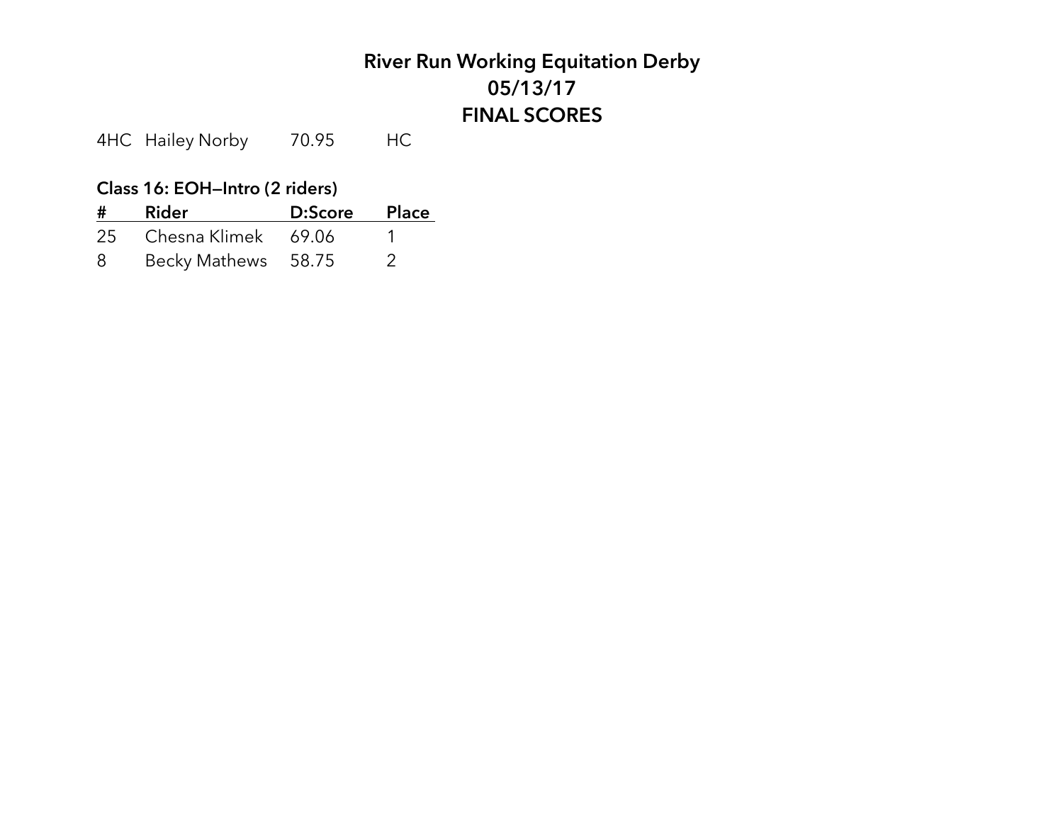# River Run Working Equitation Derby
## 05/13/17
## FINAL SCORES

| | | | |
|---|---|---|---|
| 4HC | Hailey Norby | 70.95 | HC |

**Class 16: EOH—Intro (2 riders)**

| # | Rider | D:Score | Place |
|---|---|---|---|
| 25 | Chesna Klimek | 69.06 | 1 |
| 8 | Becky Mathews | 58.75 | 2 |